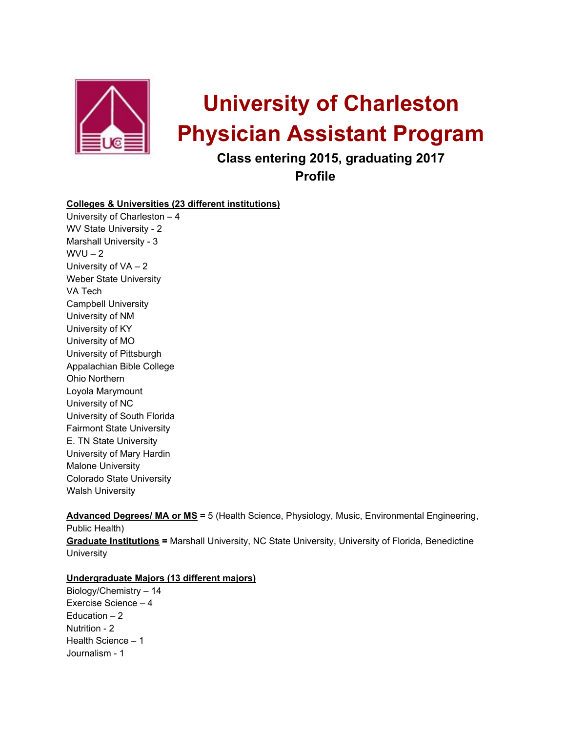# University of Charleston Physician Assistant Program

## Class entering 2015, graduating 2017
## Profile

**Colleges & Universities (23 different institutions)**

University of Charleston – 4
WV State University - 2
Marshall University - 3
WVU – 2
University of VA – 2
Weber State University
VA Tech
Campbell University
University of NM
University of KY
University of MO
University of Pittsburgh
Appalachian Bible College
Ohio Northern
Loyola Marymount
University of NC
University of South Florida
Fairmont State University
E. TN State University
University of Mary Hardin
Malone University
Colorado State University
Walsh University

**Advanced Degrees/ MA or MS =** 5 (Health Science, Physiology, Music, Environmental Engineering, Public Health)
**Graduate Institutions =** Marshall University, NC State University, University of Florida, Benedictine University

**Undergraduate Majors (13 different majors)**

Biology/Chemistry – 14
Exercise Science – 4
Education – 2
Nutrition - 2
Health Science – 1
Journalism - 1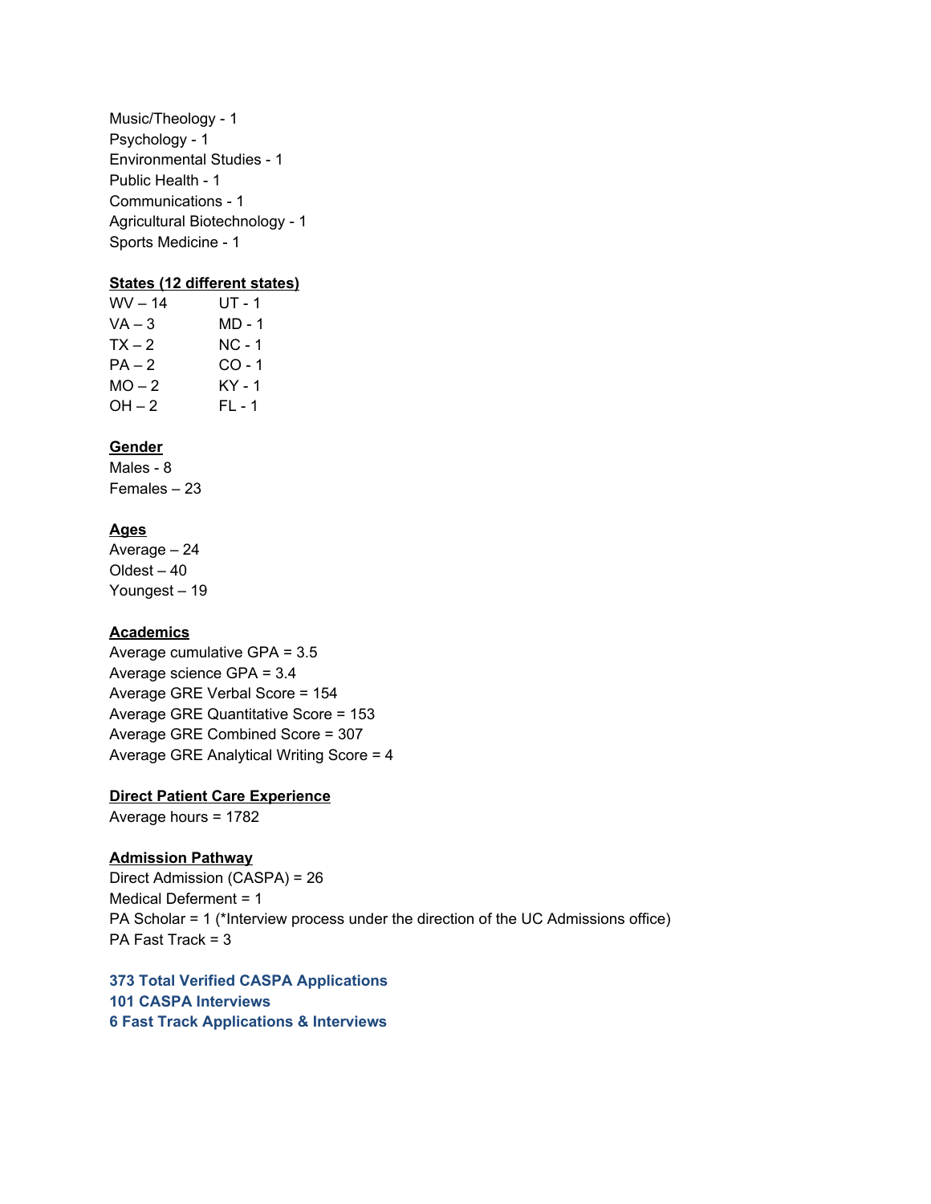Music/Theology - 1
Psychology - 1
Environmental Studies - 1
Public Health - 1
Communications - 1
Agricultural Biotechnology - 1
Sports Medicine - 1

**States (12 different states)**

| | |
|---|---|
| WV – 14 | UT - 1 |
| VA – 3 | MD - 1 |
| TX – 2 | NC - 1 |
| PA – 2 | CO - 1 |
| MO – 2 | KY - 1 |
| OH – 2 | FL - 1 |

**Gender**

Males - 8
Females – 23

**Ages**

Average – 24
Oldest – 40
Youngest – 19

**Academics**

Average cumulative GPA = 3.5
Average science GPA = 3.4
Average GRE Verbal Score = 154
Average GRE Quantitative Score = 153
Average GRE Combined Score = 307
Average GRE Analytical Writing Score = 4

**Direct Patient Care Experience**

Average hours = 1782

**Admission Pathway**

Direct Admission (CASPA) = 26
Medical Deferment = 1
PA Scholar = 1 (*Interview process under the direction of the UC Admissions office)
PA Fast Track = 3

**373 Total Verified CASPA Applications**
**101 CASPA Interviews**
**6 Fast Track Applications & Interviews**